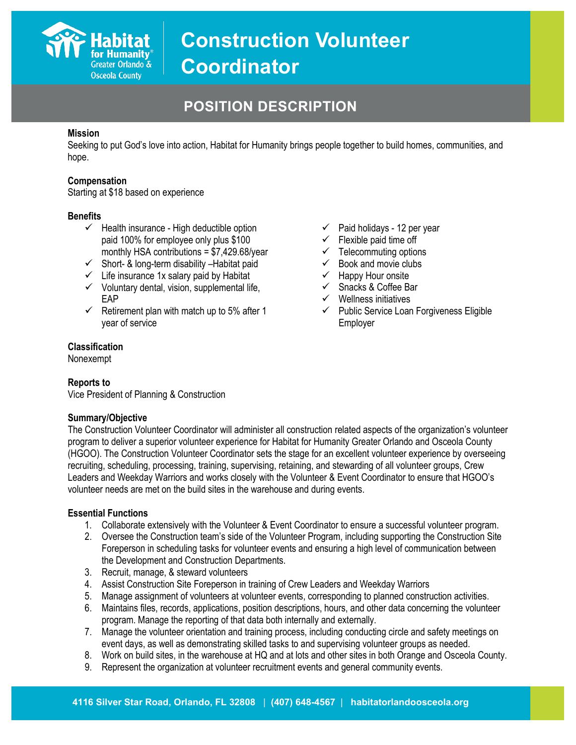Habitat for Humanity® Greater Orlando & Osceola County

# Construction Volunteer Coordinator

## POSITION DESCRIPTION

**Mission**
Seeking to put God's love into action, Habitat for Humanity brings people together to build homes, communities, and hope.

**Compensation**
Starting at $18 based on experience

**Benefits**

- ✓ Health insurance - High deductible option paid 100% for employee only plus $100 monthly HSA contributions = $7,429.68/year
- ✓ Short- & long-term disability –Habitat paid
- ✓ Life insurance 1x salary paid by Habitat
- ✓ Voluntary dental, vision, supplemental life, EAP
- ✓ Retirement plan with match up to 5% after 1 year of service
- ✓ Paid holidays - 12 per year
- ✓ Flexible paid time off
- ✓ Telecommuting options
- ✓ Book and movie clubs
- ✓ Happy Hour onsite
- ✓ Snacks & Coffee Bar
- ✓ Wellness initiatives
- ✓ Public Service Loan Forgiveness Eligible Employer

**Classification**
Nonexempt

**Reports to**
Vice President of Planning & Construction

**Summary/Objective**
The Construction Volunteer Coordinator will administer all construction related aspects of the organization's volunteer program to deliver a superior volunteer experience for Habitat for Humanity Greater Orlando and Osceola County (HGOO). The Construction Volunteer Coordinator sets the stage for an excellent volunteer experience by overseeing recruiting, scheduling, processing, training, supervising, retaining, and stewarding of all volunteer groups, Crew Leaders and Weekday Warriors and works closely with the Volunteer & Event Coordinator to ensure that HGOO's volunteer needs are met on the build sites in the warehouse and during events.

**Essential Functions**

1. Collaborate extensively with the Volunteer & Event Coordinator to ensure a successful volunteer program.
2. Oversee the Construction team's side of the Volunteer Program, including supporting the Construction Site Foreperson in scheduling tasks for volunteer events and ensuring a high level of communication between the Development and Construction Departments.
3. Recruit, manage, & steward volunteers
4. Assist Construction Site Foreperson in training of Crew Leaders and Weekday Warriors
5. Manage assignment of volunteers at volunteer events, corresponding to planned construction activities.
6. Maintains files, records, applications, position descriptions, hours, and other data concerning the volunteer program. Manage the reporting of that data both internally and externally.
7. Manage the volunteer orientation and training process, including conducting circle and safety meetings on event days, as well as demonstrating skilled tasks to and supervising volunteer groups as needed.
8. Work on build sites, in the warehouse at HQ and at lots and other sites in both Orange and Osceola County.
9. Represent the organization at volunteer recruitment events and general community events.

4116 Silver Star Road, Orlando, FL 32808 | (407) 648-4567 | habitatorlandoosceola.org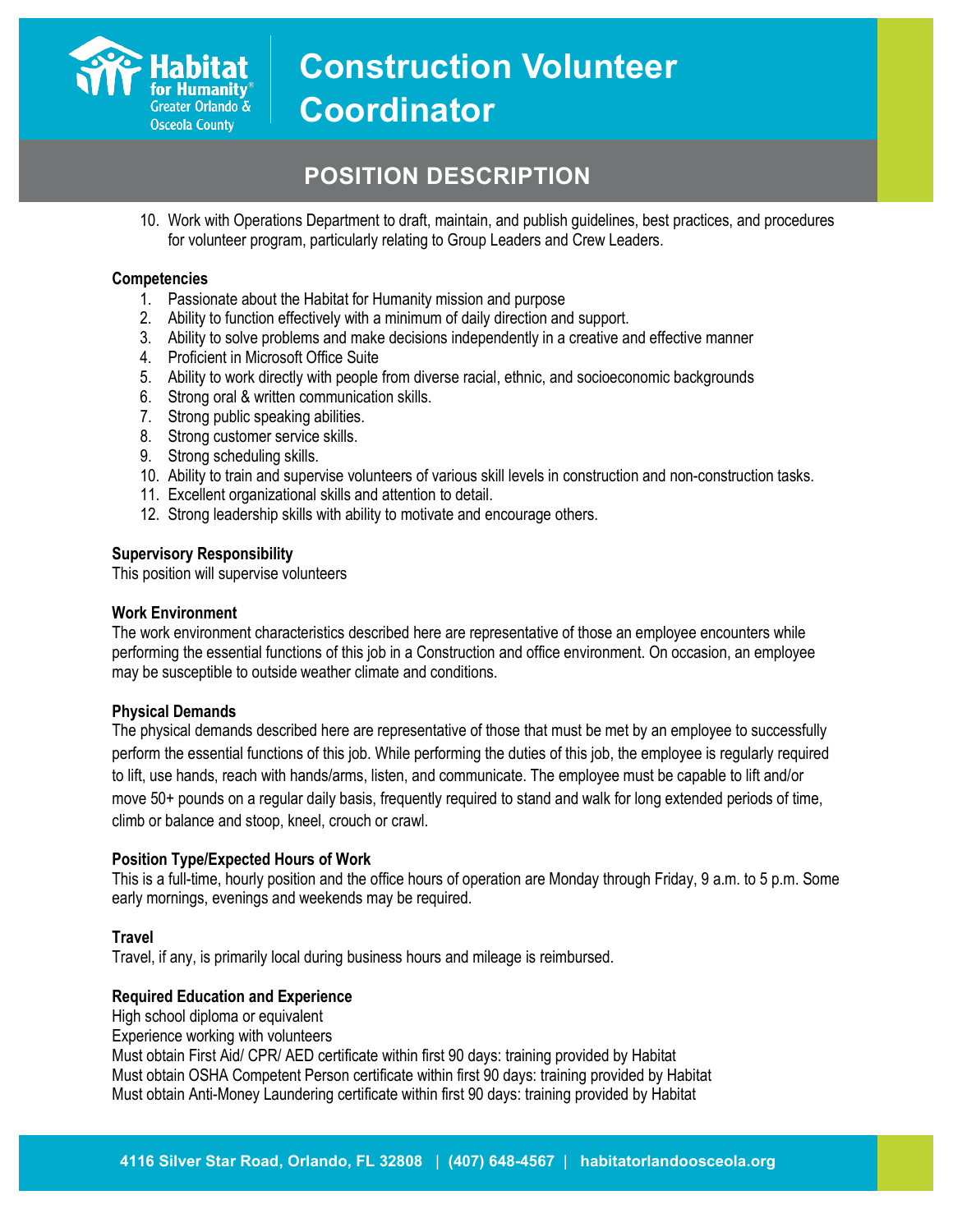10. Work with Operations Department to draft, maintain, and publish guidelines, best practices, and procedures for volunteer program, particularly relating to Group Leaders and Crew Leaders.

**Competencies**

1. Passionate about the Habitat for Humanity mission and purpose
2. Ability to function effectively with a minimum of daily direction and support.
3. Ability to solve problems and make decisions independently in a creative and effective manner
4. Proficient in Microsoft Office Suite
5. Ability to work directly with people from diverse racial, ethnic, and socioeconomic backgrounds
6. Strong oral & written communication skills.
7. Strong public speaking abilities.
8. Strong customer service skills.
9. Strong scheduling skills.
10. Ability to train and supervise volunteers of various skill levels in construction and non-construction tasks.
11. Excellent organizational skills and attention to detail.
12. Strong leadership skills with ability to motivate and encourage others.

**Supervisory Responsibility**

This position will supervise volunteers

**Work Environment**

The work environment characteristics described here are representative of those an employee encounters while performing the essential functions of this job in a Construction and office environment. On occasion, an employee may be susceptible to outside weather climate and conditions.

**Physical Demands**

The physical demands described here are representative of those that must be met by an employee to successfully perform the essential functions of this job. While performing the duties of this job, the employee is regularly required to lift, use hands, reach with hands/arms, listen, and communicate. The employee must be capable to lift and/or move 50+ pounds on a regular daily basis, frequently required to stand and walk for long extended periods of time, climb or balance and stoop, kneel, crouch or crawl.

**Position Type/Expected Hours of Work**

This is a full-time, hourly position and the office hours of operation are Monday through Friday, 9 a.m. to 5 p.m. Some early mornings, evenings and weekends may be required.

**Travel**

Travel, if any, is primarily local during business hours and mileage is reimbursed.

**Required Education and Experience**

High school diploma or equivalent
Experience working with volunteers
Must obtain First Aid/ CPR/ AED certificate within first 90 days: training provided by Habitat
Must obtain OSHA Competent Person certificate within first 90 days: training provided by Habitat
Must obtain Anti-Money Laundering certificate within first 90 days: training provided by Habitat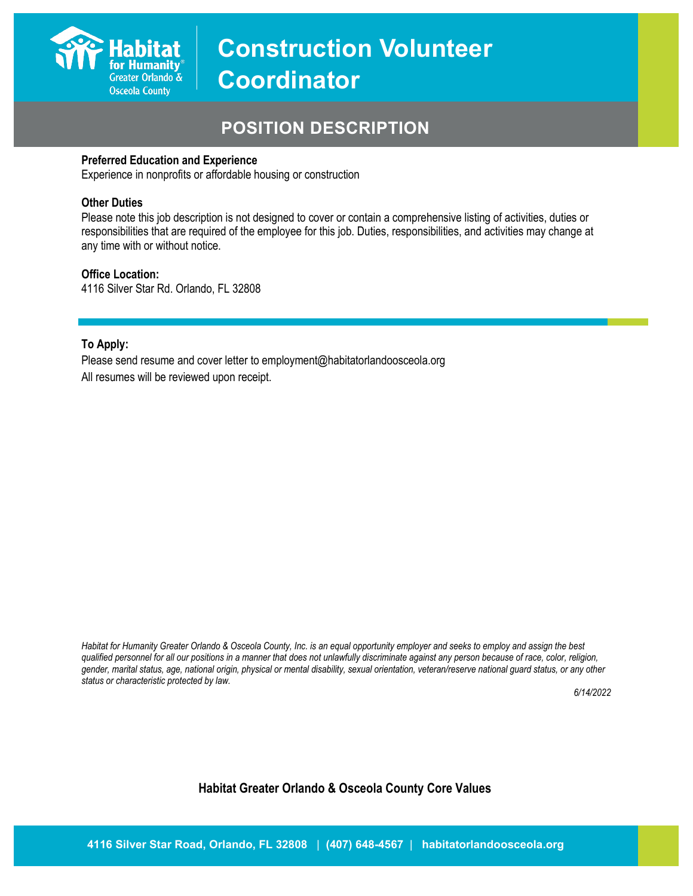# Construction Volunteer Coordinator

## POSITION DESCRIPTION

**Preferred Education and Experience**
Experience in nonprofits or affordable housing or construction

**Other Duties**
Please note this job description is not designed to cover or contain a comprehensive listing of activities, duties or responsibilities that are required of the employee for this job. Duties, responsibilities, and activities may change at any time with or without notice.

**Office Location:**
4116 Silver Star Rd. Orlando, FL 32808

---

**To Apply:**
Please send resume and cover letter to employment@habitatorlandoosceola.org
All resumes will be reviewed upon receipt.

*Habitat for Humanity Greater Orlando & Osceola County, Inc. is an equal opportunity employer and seeks to employ and assign the best qualified personnel for all our positions in a manner that does not unlawfully discriminate against any person because of race, color, religion, gender, marital status, age, national origin, physical or mental disability, sexual orientation, veteran/reserve national guard status, or any other status or characteristic protected by law.*

*6/14/2022*

**Habitat Greater Orlando & Osceola County Core Values**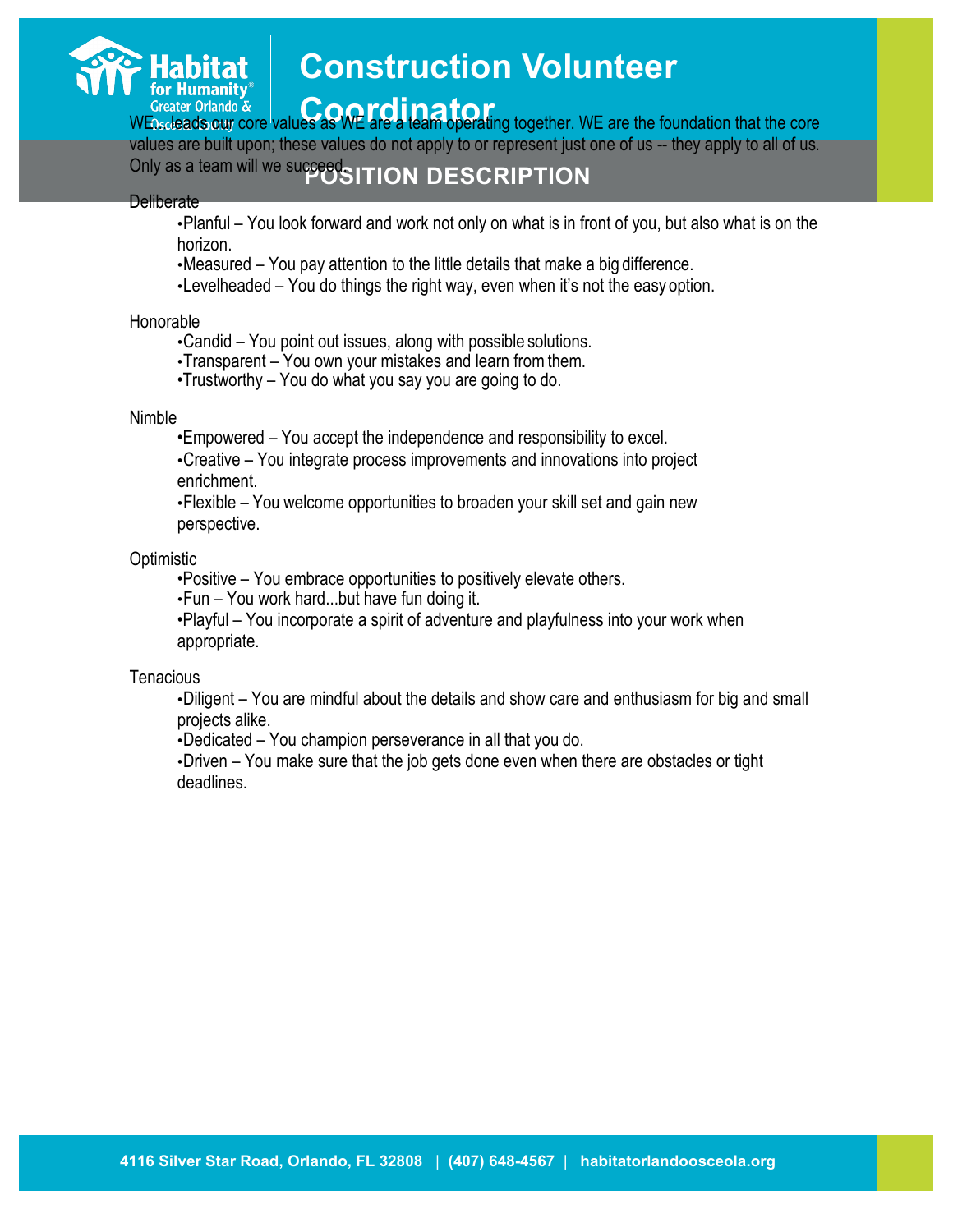WE leads our core values as WE are a team operating together. WE are the foundation that the core values are built upon; these values do not apply to or represent just one of us -- they apply to all of us. Only as a team will we succeed.

Deliberate

- Planful – You look forward and work not only on what is in front of you, but also what is on the horizon.
- Measured – You pay attention to the little details that make a big difference.
- Levelheaded – You do things the right way, even when it's not the easy option.

Honorable

- Candid – You point out issues, along with possible solutions.
- Transparent – You own your mistakes and learn from them.
- Trustworthy – You do what you say you are going to do.

Nimble

- Empowered – You accept the independence and responsibility to excel.
- Creative – You integrate process improvements and innovations into project enrichment.
- Flexible – You welcome opportunities to broaden your skill set and gain new perspective.

Optimistic

- Positive – You embrace opportunities to positively elevate others.
- Fun – You work hard...but have fun doing it.
- Playful – You incorporate a spirit of adventure and playfulness into your work when appropriate.

Tenacious

- Diligent – You are mindful about the details and show care and enthusiasm for big and small projects alike.
- Dedicated – You champion perseverance in all that you do.
- Driven – You make sure that the job gets done even when there are obstacles or tight deadlines.